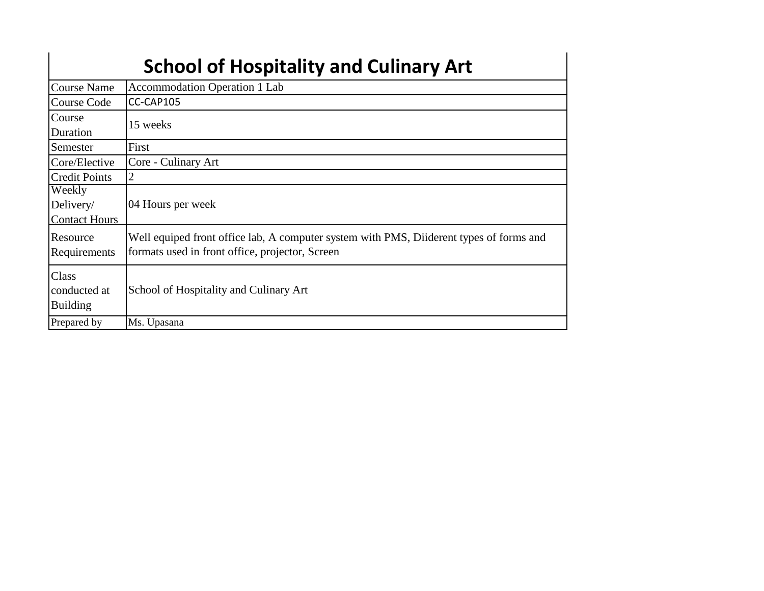# School of Hospitality and Culinary Art

| Course Name | Accommodation Operation 1 Lab |
|---|---|
| Course Code | CC-CAP105 |
| Course Duration | 15 weeks |
| Semester | First |
| Core/Elective | Core - Culinary Art |
| Credit Points | 2 |
| Weekly Delivery/ Contact Hours | 04 Hours per week |
| Resource Requirements | Well equiped front office lab, A computer system with PMS, Diiderent types of forms and formats used in front office, projector, Screen |
| Class conducted at Building | School of Hospitality and Culinary Art |
| Prepared by | Ms. Upasana |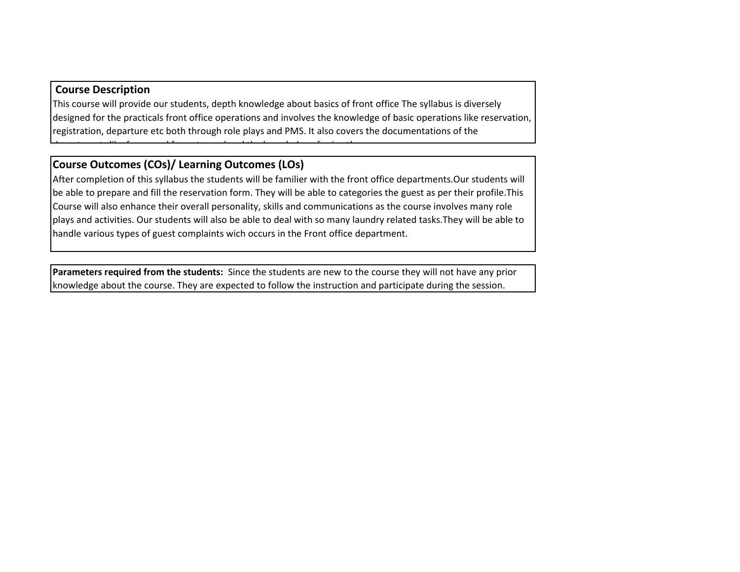## Course Description

This course will provide our students, depth knowledge about basics of front office The syllabus is diversely designed for the practicals front office operations and involves the knowledge of basic operations like reservation, registration, departure etc both through role plays and PMS. It also covers the documentations of the

## Course Outcomes (COs)/ Learning Outcomes (LOs)

After completion of this syllabus the students will be familier with the front office departments.Our students will be able to prepare and fill the reservation form. They will be able to categories the guest as per their profile.This Course will also enhance their overall personality, skills and communications as the course involves many role plays and activities. Our students will also be able to deal with so many laundry related tasks.They will be able to handle various types of guest complaints wich occurs in the Front office department.

**Parameters required from the students:** Since the students are new to the course they will not have any prior knowledge about the course. They are expected to follow the instruction and participate during the session.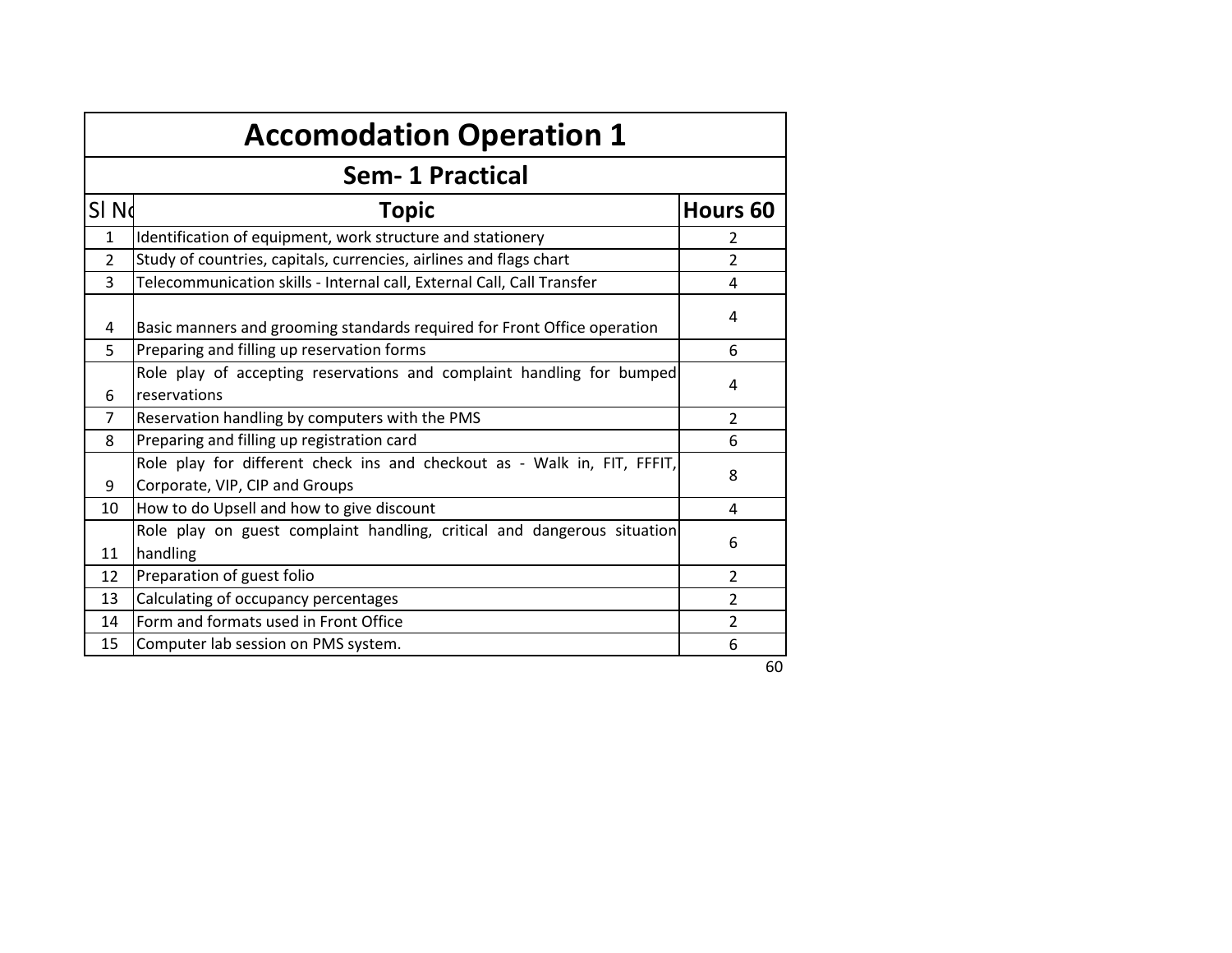# Accomodation Operation 1

## Sem- 1 Practical

| Sl No | Topic | Hours 60 |
|---|---|---|
| 1 | Identification of equipment, work structure and stationery | 2 |
| 2 | Study of countries, capitals, currencies, airlines and flags chart | 2 |
| 3 | Telecommunication skills - Internal call, External Call, Call Transfer | 4 |
| 4 | Basic manners and grooming standards required for Front Office operation | 4 |
| 5 | Preparing and filling up reservation forms | 6 |
| 6 | Role play of accepting reservations and complaint handling for bumped reservations | 4 |
| 7 | Reservation handling by computers with the PMS | 2 |
| 8 | Preparing and filling up registration card | 6 |
| 9 | Role play for different check ins and checkout as - Walk in, FIT, FFFIT, Corporate, VIP, CIP and Groups | 8 |
| 10 | How to do Upsell and how to give discount | 4 |
| 11 | Role play on guest complaint handling, critical and dangerous situation handling | 6 |
| 12 | Preparation of guest folio | 2 |
| 13 | Calculating of occupancy percentages | 2 |
| 14 | Form and formats used in Front Office | 2 |
| 15 | Computer lab session on PMS system. | 6 |
| | | 60 |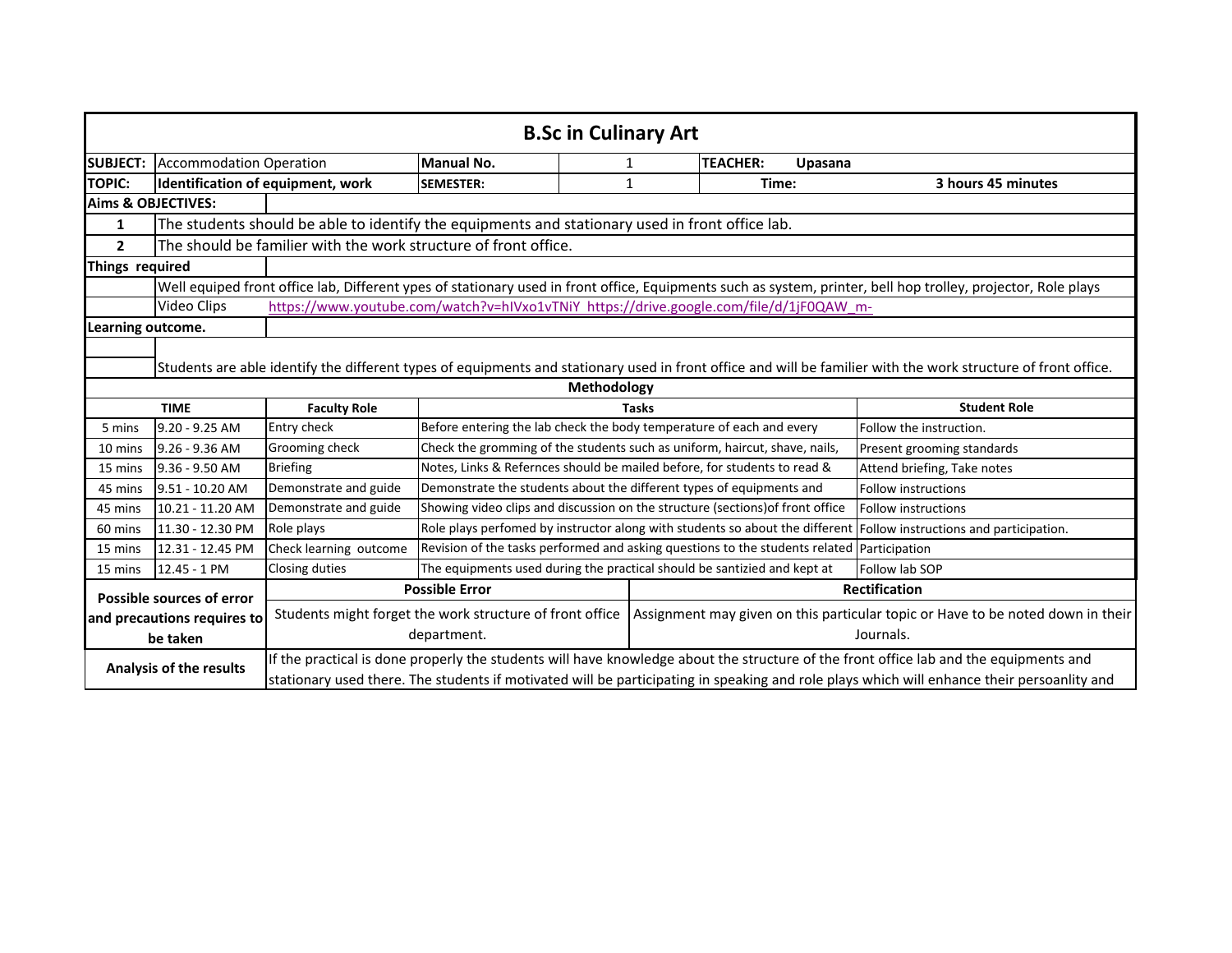# B.Sc in Culinary Art

| | | | | | |
|---|---|---|---|---|---|
| **SUBJECT:** | Accommodation Operation | **Manual No.** | 1 | **TEACHER:** **Upasana** | |
| **TOPIC:** | **Identification of equipment, work** | **SEMESTER:** | 1 | **Time:** | **3 hours 45 minutes** |

**Aims & OBJECTIVES:**

| | |
|---|---|
| **1** | The students should be able to identify the equipments and stationary used in front office lab. |
| **2** | The should be familier with the work structure of front office. |

**Things required**

Well equiped front office lab, Different ypes of stationary used in front office, Equipments such as system, printer, bell hop trolley, projector, Role plays

Video Clips https://www.youtube.com/watch?v=hIVxo1vTNiY https://drive.google.com/file/d/1jF0QAW_m-

**Learning outcome.**

Students are able identify the different types of equipments and stationary used in front office and will be familier with the work structure of front office.

**Methodology**

| TIME | | Faculty Role | Tasks | Student Role |
|---|---|---|---|---|
| 5 mins | 9.20 - 9.25 AM | Entry check | Before entering the lab check the body temperature of each and every | Follow the instruction. |
| 10 mins | 9.26 - 9.36 AM | Grooming check | Check the gromming of the students such as uniform, haircut, shave, nails, | Present grooming standards |
| 15 mins | 9.36 - 9.50 AM | Briefing | Notes, Links & Refernces should be mailed before, for students to read & | Attend briefing, Take notes |
| 45 mins | 9.51 - 10.20 AM | Demonstrate and guide | Demonstrate the students about the different types of equipments and | Follow instructions |
| 45 mins | 10.21 - 11.20 AM | Demonstrate and guide | Showing video clips and discussion on the structure (sections)of front office | Follow instructions |
| 60 mins | 11.30 - 12.30 PM | Role plays | Role plays perfomed by instructor along with students so about the different | Follow instructions and participation. |
| 15 mins | 12.31 - 12.45 PM | Check learning outcome | Revision of the tasks performed and asking questions to the students related | Participation |
| 15 mins | 12.45 - 1 PM | Closing duties | The equipments used during the practical should be santizied and kept at | Follow lab SOP |

| Possible sources of error and precautions requires to be taken | Possible Error | Rectification |
|---|---|---|
| | Students might forget the work structure of front office department. | Assignment may given on this particular topic or Have to be noted down in their Journals. |

| | |
|---|---|
| **Analysis of the results** | If the practical is done properly the students will have knowledge about the structure of the front office lab and the equipments and stationary used there. The students if motivated will be participating in speaking and role plays which will enhance their persoanlity and |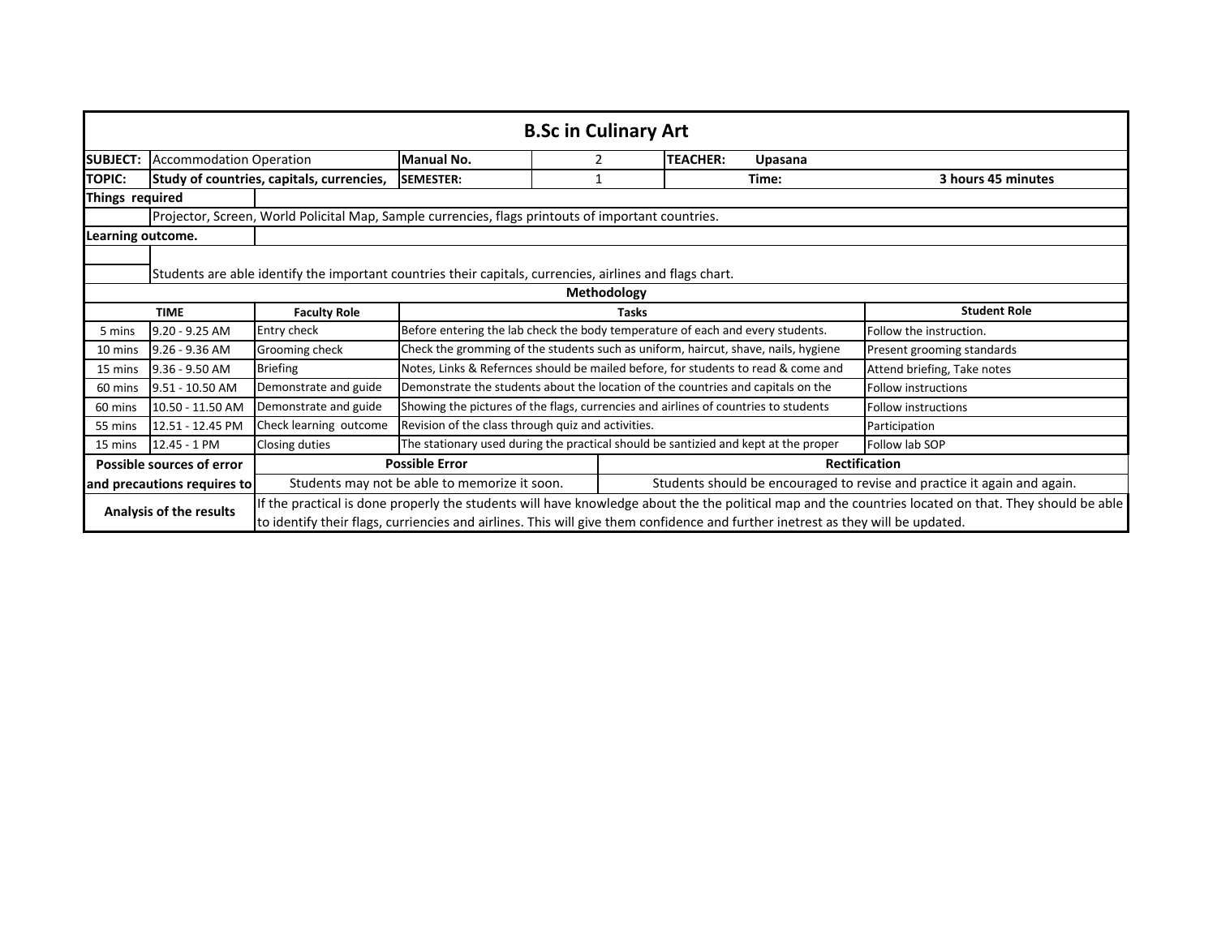# B.Sc in Culinary Art

| **SUBJECT:** | Accommodation Operation | **Manual No.** | 2 | **TEACHER:** | **Upasana** |
|---|---|---|---|---|---|
| **TOPIC:** | **Study of countries, capitals, currencies,** | **SEMESTER:** | 1 | **Time:** | **3 hours 45 minutes** |

**Things required**

Projector, Screen, World Policital Map, Sample currencies, flags printouts of important countries.

**Learning outcome.**

Students are able identify the important countries their capitals, currencies, airlines and flags chart.

**Methodology**

| TIME | | Faculty Role | Tasks | Student Role |
|---|---|---|---|---|
| 5 mins | 9.20 - 9.25 AM | Entry check | Before entering the lab check the body temperature of each and every students. | Follow the instruction. |
| 10 mins | 9.26 - 9.36 AM | Grooming check | Check the gromming of the students such as uniform, haircut, shave, nails, hygiene | Present grooming standards |
| 15 mins | 9.36 - 9.50 AM | Briefing | Notes, Links & Refernces should be mailed before, for students to read & come and | Attend briefing, Take notes |
| 60 mins | 9.51 - 10.50 AM | Demonstrate and guide | Demonstrate the students about the location of the countries and capitals on the | Follow instructions |
| 60 mins | 10.50 - 11.50 AM | Demonstrate and guide | Showing the pictures of the flags, currencies and airlines of countries to students | Follow instructions |
| 55 mins | 12.51 - 12.45 PM | Check learning outcome | Revision of the class through quiz and activities. | Participation |
| 15 mins | 12.45 - 1 PM | Closing duties | The stationary used during the practical should be santizied and kept at the proper | Follow lab SOP |

| Possible sources of error and precautions requires to | Possible Error | Rectification |
|---|---|---|
| | Students may not be able to memorize it soon. | Students should be encouraged to revise and practice it again and again. |

**Analysis of the results**

If the practical is done properly the students will have knowledge about the the political map and the countries located on that. They should be able to identify their flags, curriencies and airlines. This will give them confidence and further inetrest as they will be updated.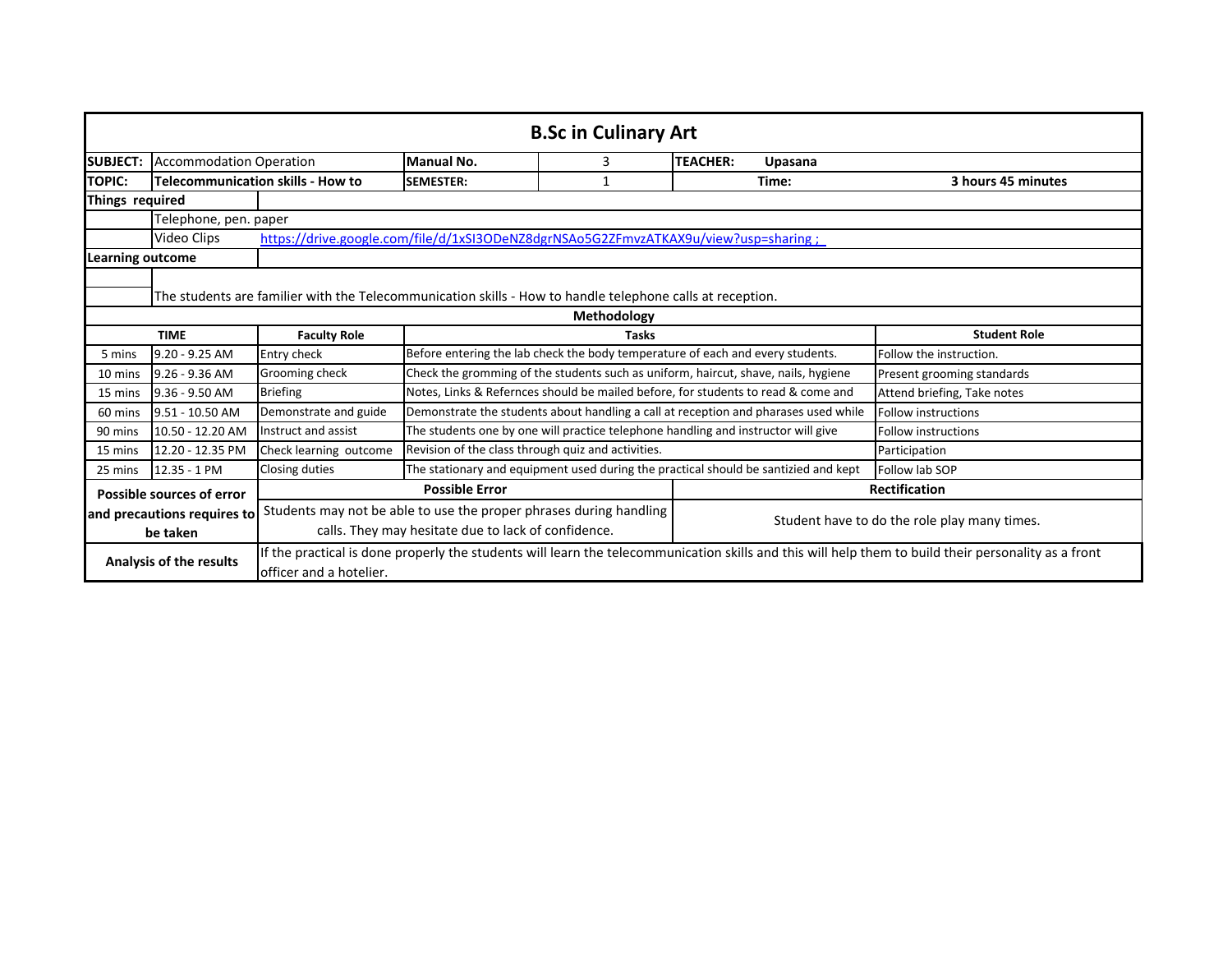## B.Sc in Culinary Art

| | | | | | | |
|---|---|---|---|---|---|---|
| **SUBJECT:** | Accommodation Operation | **Manual No.** | 3 | **TEACHER:** | **Upasana** | |
| **TOPIC:** | **Telecommunication skills - How to** | **SEMESTER:** | 1 | **Time:** | | **3 hours 45 minutes** |

**Things required**

| | |
|---|---|
| | Telephone, pen. paper |
| | Video Clips https://drive.google.com/file/d/1xSI3ODeNZ8dgrNSAo5G2ZFmvzATKAX9u/view?usp=sharing ; |

**Learning outcome**

The students are familier with the Telecommunication skills - How to handle telephone calls at reception.

**Methodology**

| TIME | | Faculty Role | Tasks | Student Role |
|---|---|---|---|---|
| 5 mins | 9.20 - 9.25 AM | Entry check | Before entering the lab check the body temperature of each and every students. | Follow the instruction. |
| 10 mins | 9.26 - 9.36 AM | Grooming check | Check the gromming of the students such as uniform, haircut, shave, nails, hygiene | Present grooming standards |
| 15 mins | 9.36 - 9.50 AM | Briefing | Notes, Links & Refernces should be mailed before, for students to read & come and | Attend briefing, Take notes |
| 60 mins | 9.51 - 10.50 AM | Demonstrate and guide | Demonstrate the students about handling a call at reception and pharases used while | Follow instructions |
| 90 mins | 10.50 - 12.20 AM | Instruct and assist | The students one by one will practice telephone handling and instructor will give | Follow instructions |
| 15 mins | 12.20 - 12.35 PM | Check learning outcome | Revision of the class through quiz and activities. | Participation |
| 25 mins | 12.35 - 1 PM | Closing duties | The stationary and equipment used during the practical should be santizied and kept | Follow lab SOP |

| Possible sources of error and precautions requires to be taken | Possible Error | Rectification |
|---|---|---|
| | Students may not be able to use the proper phrases during handling calls. They may hesitate due to lack of confidence. | Student have to do the role play many times. |

| | |
|---|---|
| **Analysis of the results** | If the practical is done properly the students will learn the telecommunication skills and this will help them to build their personality as a front officer and a hotelier. |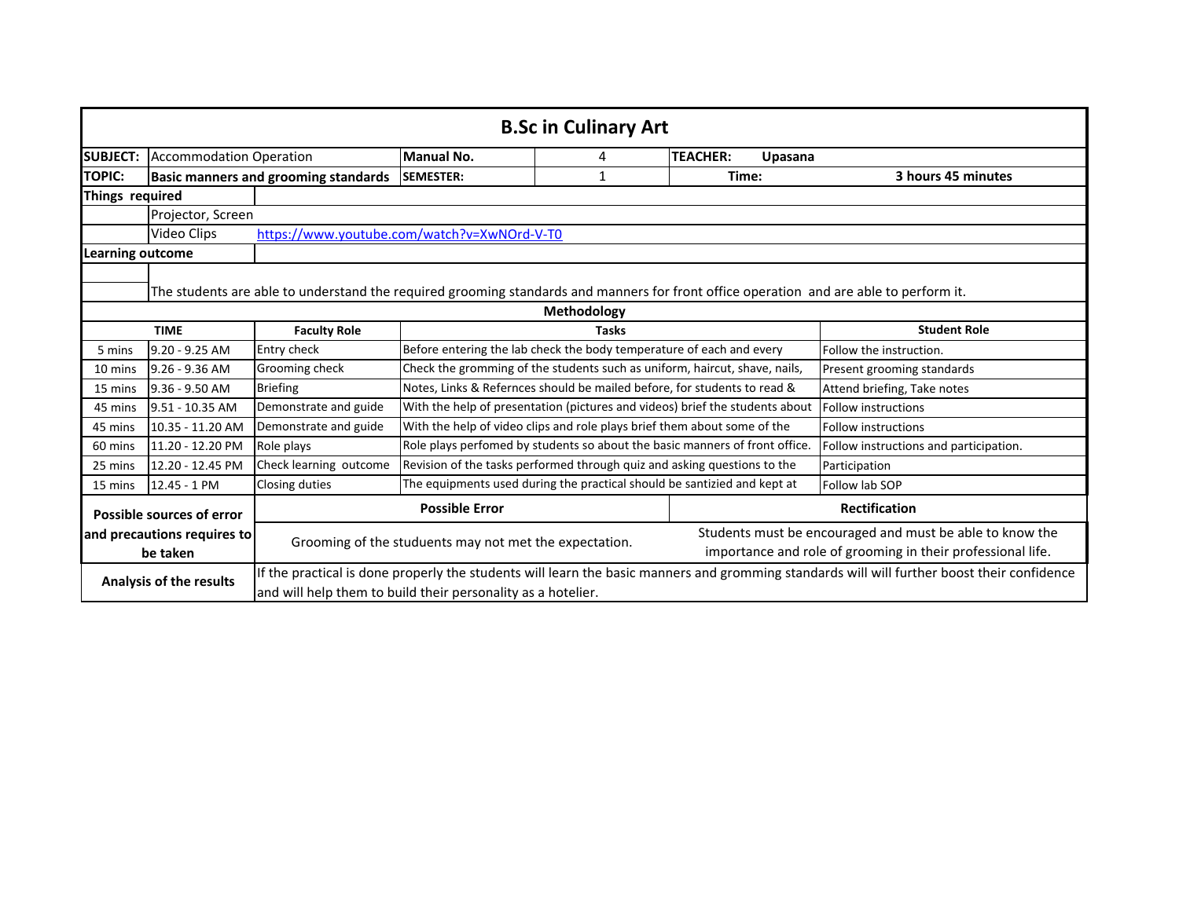# B.Sc in Culinary Art

| | | | | | |
|---|---|---|---|---|---|
| **SUBJECT:** | Accommodation Operation | **Manual No.** | 4 | **TEACHER:** | **Upasana** |
| **TOPIC:** | **Basic manners and grooming standards** | **SEMESTER:** | 1 | **Time:** | **3 hours 45 minutes** |

**Things required**

| | |
|---|---|
| Projector, Screen | |
| Video Clips | https://www.youtube.com/watch?v=XwNOrd-V-T0 |

**Learning outcome**

The students are able to understand the required grooming standards and manners for front office operation and are able to perform it.

**Methodology**

| TIME | | Faculty Role | Tasks | Student Role |
|---|---|---|---|---|
| 5 mins | 9.20 - 9.25 AM | Entry check | Before entering the lab check the body temperature of each and every | Follow the instruction. |
| 10 mins | 9.26 - 9.36 AM | Grooming check | Check the gromming of the students such as uniform, haircut, shave, nails, | Present grooming standards |
| 15 mins | 9.36 - 9.50 AM | Briefing | Notes, Links & Refernces should be mailed before, for students to read & | Attend briefing, Take notes |
| 45 mins | 9.51 - 10.35 AM | Demonstrate and guide | With the help of presentation (pictures and videos) brief the students about | Follow instructions |
| 45 mins | 10.35 - 11.20 AM | Demonstrate and guide | With the help of video clips and role plays brief them about some of the | Follow instructions |
| 60 mins | 11.20 - 12.20 PM | Role plays | Role plays perfomed by students so about the basic manners of front office. | Follow instructions and participation. |
| 25 mins | 12.20 - 12.45 PM | Check learning outcome | Revision of the tasks performed through quiz and asking questions to the | Participation |
| 15 mins | 12.45 - 1 PM | Closing duties | The equipments used during the practical should be santizied and kept at | Follow lab SOP |

| Possible sources of error and precautions requires to be taken | Possible Error | Rectification |
|---|---|---|
| | Grooming of the studuents may not met the expectation. | Students must be encouraged and must be able to know the importance and role of grooming in their professional life. |

| | |
|---|---|
| **Analysis of the results** | If the practical is done properly the students will learn the basic manners and gromming standards will will further boost their confidence and will help them to build their personality as a hotelier. |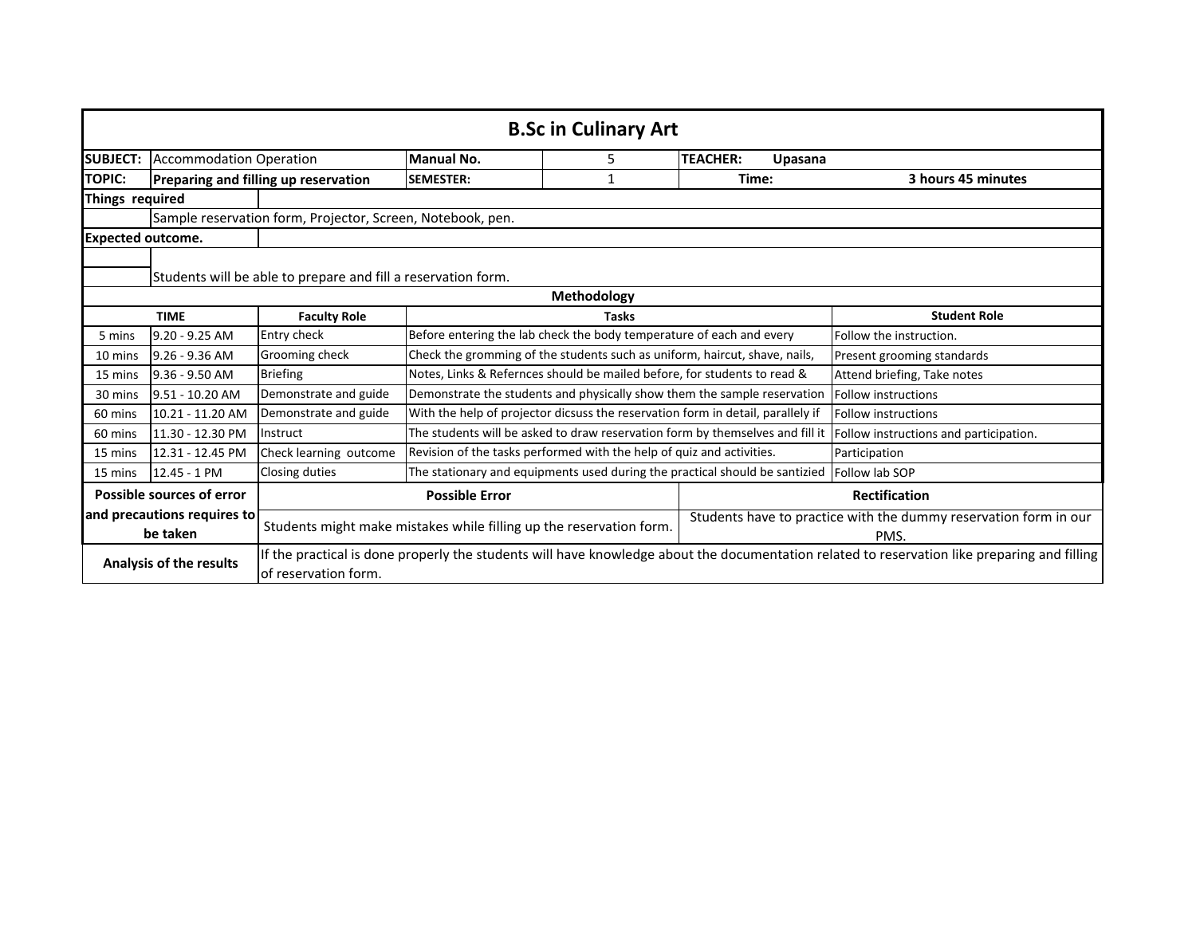# B.Sc in Culinary Art

| SUBJECT: | Accommodation Operation | Manual No. | 5 | TEACHER: | Upasana |
|---|---|---|---|---|---|
| **TOPIC:** | **Preparing and filling up reservation** | **SEMESTER:** | 1 | **Time:** | **3 hours 45 minutes** |

**Things required**

Sample reservation form, Projector, Screen, Notebook, pen.

**Expected outcome.**

Students will be able to prepare and fill a reservation form.

**Methodology**

| TIME | | Faculty Role | Tasks | Student Role |
|---|---|---|---|---|
| 5 mins | 9.20 - 9.25 AM | Entry check | Before entering the lab check the body temperature of each and every | Follow the instruction. |
| 10 mins | 9.26 - 9.36 AM | Grooming check | Check the gromming of the students such as uniform, haircut, shave, nails, | Present grooming standards |
| 15 mins | 9.36 - 9.50 AM | Briefing | Notes, Links & Refernces should be mailed before, for students to read & | Attend briefing, Take notes |
| 30 mins | 9.51 - 10.20 AM | Demonstrate and guide | Demonstrate the students and physically show them the sample reservation | Follow instructions |
| 60 mins | 10.21 - 11.20 AM | Demonstrate and guide | With the help of projector dicsuss the reservation form in detail, parallely if | Follow instructions |
| 60 mins | 11.30 - 12.30 PM | Instruct | The students will be asked to draw reservation form by themselves and fill it | Follow instructions and participation. |
| 15 mins | 12.31 - 12.45 PM | Check learning outcome | Revision of the tasks performed with the help of quiz and activities. | Participation |
| 15 mins | 12.45 - 1 PM | Closing duties | The stationary and equipments used during the practical should be santizied | Follow lab SOP |

| Possible sources of error and precautions requires to be taken | Possible Error | Rectification |
|---|---|---|
| | Students might make mistakes while filling up the reservation form. | Students have to practice with the dummy reservation form in our PMS. |

| Analysis of the results | If the practical is done properly the students will have knowledge about the documentation related to reservation like preparing and filling of reservation form. |
|---|---|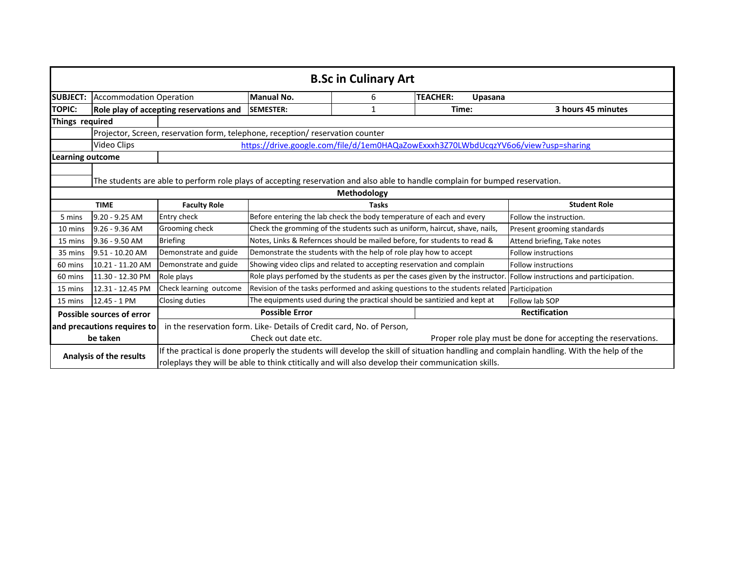# B.Sc in Culinary Art

| | | | | | | |
|---|---|---|---|---|---|---|
| **SUBJECT:** | Accommodation Operation | | **Manual No.** | 6 | **TEACHER:** Upasana | |
| **TOPIC:** | **Role play of accepting reservations and** | | **SEMESTER:** | 1 | **Time:** | **3 hours 45 minutes** |

**Things required**

| | |
|---|---|
| | Projector, Screen, reservation form, telephone, reception/ reservation counter |
| Video Clips | https://drive.google.com/file/d/1em0HAQaZowExxxh3Z70LWbdUcqzYV6o6/view?usp=sharing |

**Learning outcome**

The students are able to perform role plays of accepting reservation and also able to handle complain for bumped reservation.

**Methodology**

| TIME | | Faculty Role | Tasks | Student Role |
|---|---|---|---|---|
| 5 mins | 9.20 - 9.25 AM | Entry check | Before entering the lab check the body temperature of each and every | Follow the instruction. |
| 10 mins | 9.26 - 9.36 AM | Grooming check | Check the gromming of the students such as uniform, haircut, shave, nails, | Present grooming standards |
| 15 mins | 9.36 - 9.50 AM | Briefing | Notes, Links & Refernces should be mailed before, for students to read & | Attend briefing, Take notes |
| 35 mins | 9.51 - 10.20 AM | Demonstrate and guide | Demonstrate the students with the help of role play how to accept | Follow instructions |
| 60 mins | 10.21 - 11.20 AM | Demonstrate and guide | Showing video clips and related to accepting reservation and complain | Follow instructions |
| 60 mins | 11.30 - 12.30 PM | Role plays | Role plays perfomed by the students as per the cases given by the instructor. | Follow instructions and participation. |
| 15 mins | 12.31 - 12.45 PM | Check learning outcome | Revision of the tasks performed and asking questions to the students related | Participation |
| 15 mins | 12.45 - 1 PM | Closing duties | The equipments used during the practical should be santizied and kept at | Follow lab SOP |

| Possible sources of error and precautions requires to be taken | Possible Error | Rectification |
|---|---|---|
| | in the reservation form. Like- Details of Credit card, No. of Person, Check out date etc. | Proper role play must be done for accepting the reservations. |

| | |
|---|---|
| **Analysis of the results** | If the practical is done properly the students will develop the skill of situation handling and complain handling. With the help of the roleplays they will be able to think ctitically and will also develop their communication skills. |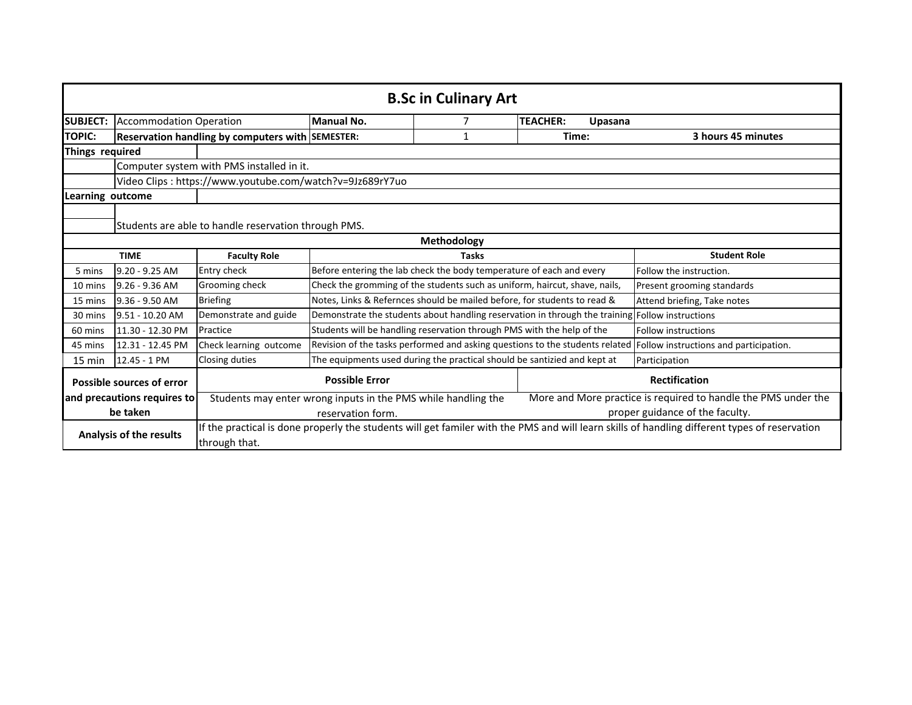# B.Sc in Culinary Art

| SUBJECT: | Accommodation Operation | Manual No. | 7 | TEACHER: | Upasana |
|---|---|---|---|---|---|
| TOPIC: | Reservation handling by computers with | SEMESTER: | 1 | Time: | 3 hours 45 minutes |

**Things required**

- Computer system with PMS installed in it.
- Video Clips : https://www.youtube.com/watch?v=9Jz689rY7uo

**Learning outcome**

- Students are able to handle reservation through PMS.

**Methodology**

| TIME | | Faculty Role | Tasks | Student Role |
|---|---|---|---|---|
| 5 mins | 9.20 - 9.25 AM | Entry check | Before entering the lab check the body temperature of each and every | Follow the instruction. |
| 10 mins | 9.26 - 9.36 AM | Grooming check | Check the gromming of the students such as uniform, haircut, shave, nails, | Present grooming standards |
| 15 mins | 9.36 - 9.50 AM | Briefing | Notes, Links & Refernces should be mailed before, for students to read & | Attend briefing, Take notes |
| 30 mins | 9.51 - 10.20 AM | Demonstrate and guide | Demonstrate the students about handling reservation in through the training | Follow instructions |
| 60 mins | 11.30 - 12.30 PM | Practice | Students will be handling reservation through PMS with the help of the | Follow instructions |
| 45 mins | 12.31 - 12.45 PM | Check learning outcome | Revision of the tasks performed and asking questions to the students related | Follow instructions and participation. |
| 15 min | 12.45 - 1 PM | Closing duties | The equipments used during the practical should be santizied and kept at | Participation |

| Possible sources of error and precautions requires to be taken | Possible Error | Rectification |
|---|---|---|
| | Students may enter wrong inputs in the PMS while handling the reservation form. | More and More practice is required to handle the PMS under the proper guidance of the faculty. |

| Analysis of the results | If the practical is done properly the students will get familer with the PMS and will learn skills of handling different types of reservation through that. |
|---|---|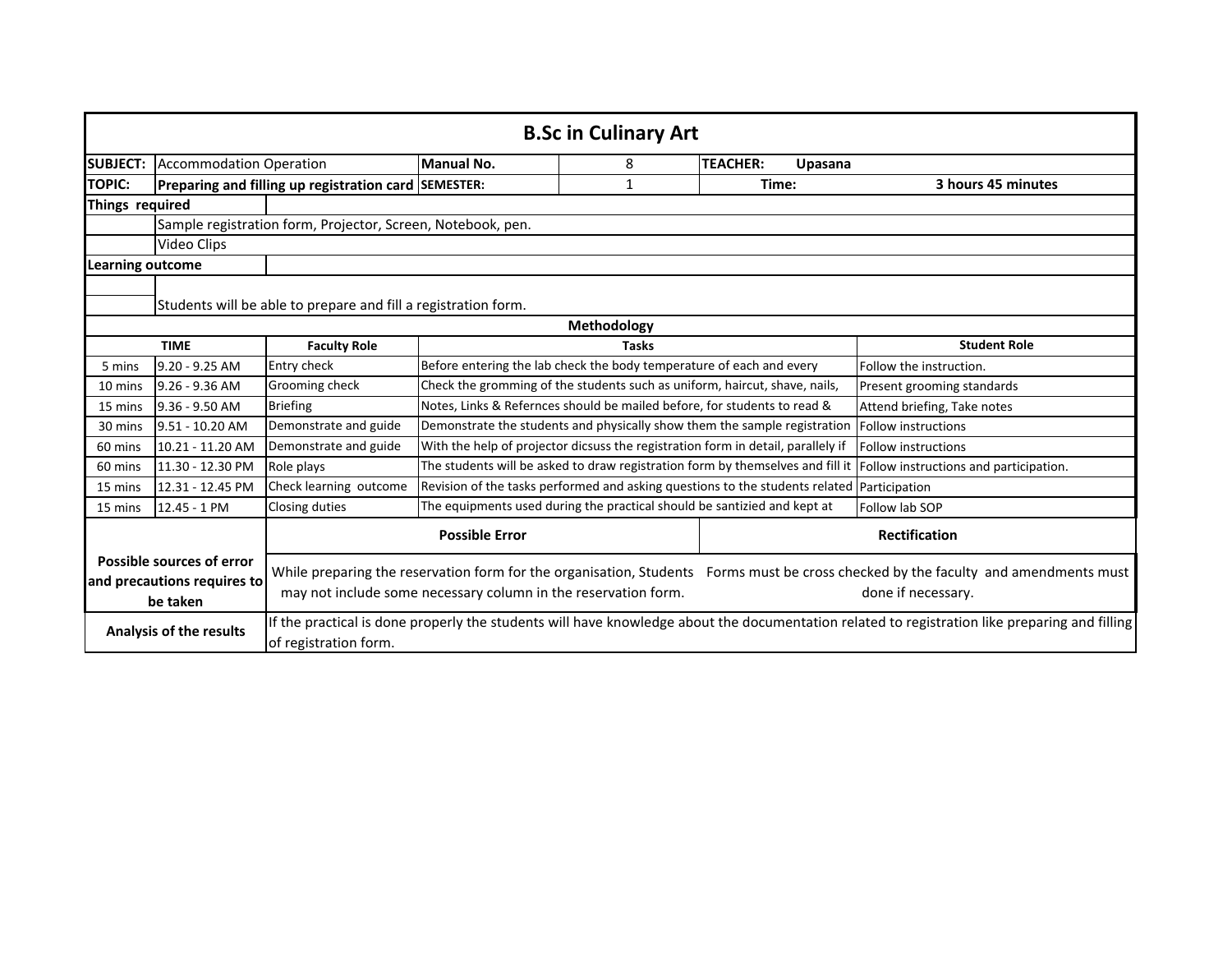# B.Sc in Culinary Art

| SUBJECT: | Accommodation Operation | Manual No. | 8 | TEACHER: | Upasana |
|---|---|---|---|---|---|
| TOPIC: | Preparing and filling up registration card | SEMESTER: | 1 | Time: | 3 hours 45 minutes |

**Things required**

- Sample registration form, Projector, Screen, Notebook, pen.
- Video Clips

**Learning outcome**

- Students will be able to prepare and fill a registration form.

**Methodology**

| TIME | | Faculty Role | Tasks | Student Role |
|---|---|---|---|---|
| 5 mins | 9.20 - 9.25 AM | Entry check | Before entering the lab check the body temperature of each and every | Follow the instruction. |
| 10 mins | 9.26 - 9.36 AM | Grooming check | Check the gromming of the students such as uniform, haircut, shave, nails, | Present grooming standards |
| 15 mins | 9.36 - 9.50 AM | Briefing | Notes, Links & Refernces should be mailed before, for students to read & | Attend briefing, Take notes |
| 30 mins | 9.51 - 10.20 AM | Demonstrate and guide | Demonstrate the students and physically show them the sample registration | Follow instructions |
| 60 mins | 10.21 - 11.20 AM | Demonstrate and guide | With the help of projector dicsuss the registration form in detail, parallely if | Follow instructions |
| 60 mins | 11.30 - 12.30 PM | Role plays | The students will be asked to draw registration form by themselves and fill it | Follow instructions and participation. |
| 15 mins | 12.31 - 12.45 PM | Check learning outcome | Revision of the tasks performed and asking questions to the students related | Participation |
| 15 mins | 12.45 - 1 PM | Closing duties | The equipments used during the practical should be santizied and kept at | Follow lab SOP |

| | Possible Error | Rectification |
|---|---|---|
| **Possible sources of error and precautions requires to be taken** | While preparing the reservation form for the organisation, Students may not include some necessary column in the reservation form. | Forms must be cross checked by the faculty and amendments must done if necessary. |

| **Analysis of the results** | If the practical is done properly the students will have knowledge about the documentation related to registration like preparing and filling of registration form. |
|---|---|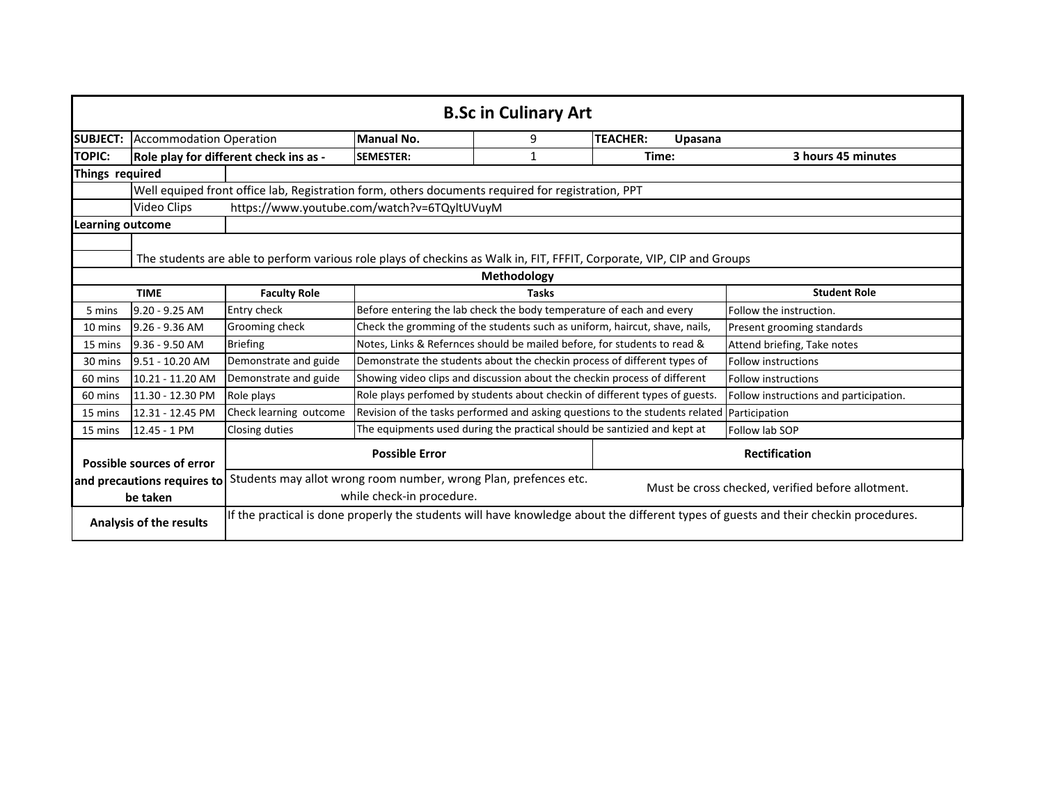# B.Sc in Culinary Art

| SUBJECT: | Accommodation Operation | Manual No. | 9 | TEACHER: Upasana |
|---|---|---|---|---|
| TOPIC: | Role play for different check ins as - | SEMESTER: | 1 | Time: 3 hours 45 minutes |

**Things required**

- Well equiped front office lab, Registration form, others documents required for registration, PPT
- Video Clips https://www.youtube.com/watch?v=6TQyltUVuyM

**Learning outcome**

The students are able to perform various role plays of checkins as Walk in, FIT, FFFIT, Corporate, VIP, CIP and Groups

**Methodology**

| TIME | | Faculty Role | Tasks | Student Role |
|---|---|---|---|---|
| 5 mins | 9.20 - 9.25 AM | Entry check | Before entering the lab check the body temperature of each and every | Follow the instruction. |
| 10 mins | 9.26 - 9.36 AM | Grooming check | Check the gromming of the students such as uniform, haircut, shave, nails, | Present grooming standards |
| 15 mins | 9.36 - 9.50 AM | Briefing | Notes, Links & Refernces should be mailed before, for students to read & | Attend briefing, Take notes |
| 30 mins | 9.51 - 10.20 AM | Demonstrate and guide | Demonstrate the students about the checkin process of different types of | Follow instructions |
| 60 mins | 10.21 - 11.20 AM | Demonstrate and guide | Showing video clips and discussion about the checkin process of different | Follow instructions |
| 60 mins | 11.30 - 12.30 PM | Role plays | Role plays perfomed by students about checkin of different types of guests. | Follow instructions and participation. |
| 15 mins | 12.31 - 12.45 PM | Check learning outcome | Revision of the tasks performed and asking questions to the students related | Participation |
| 15 mins | 12.45 - 1 PM | Closing duties | The equipments used during the practical should be santizied and kept at | Follow lab SOP |

| Possible sources of error and precautions requires to be taken | Possible Error | Rectification |
|---|---|---|
| | Students may allot wrong room number, wrong Plan, prefences etc. while check-in procedure. | Must be cross checked, verified before allotment. |

| Analysis of the results | If the practical is done properly the students will have knowledge about the different types of guests and their checkin procedures. |
|---|---|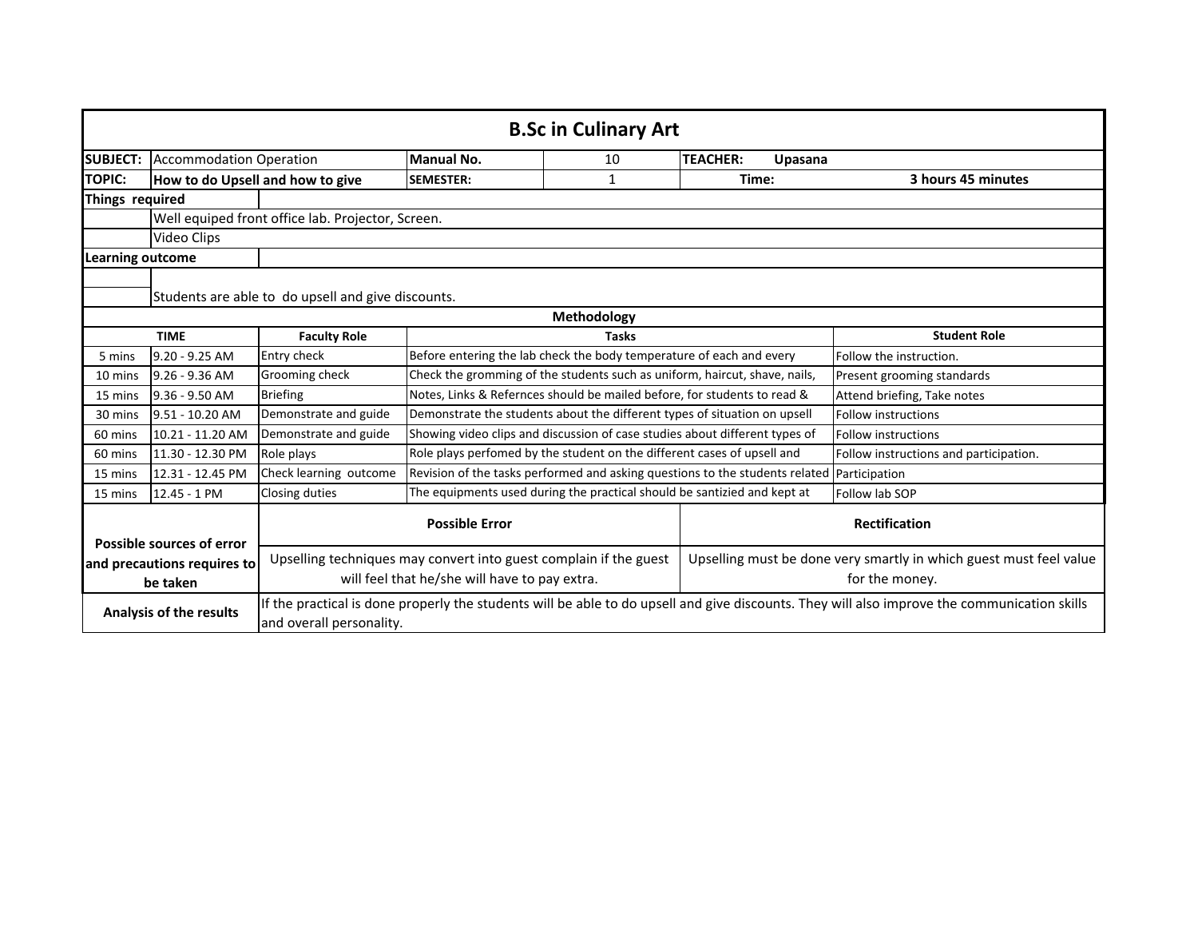# B.Sc in Culinary Art

| SUBJECT: | Accommodation Operation | Manual No. | 10 | TEACHER: Upasana |
|---|---|---|---|---|
| **TOPIC:** | **How to do Upsell and how to give** | **SEMESTER:** | 1 | **Time:** 3 hours 45 minutes |

**Things required**

- Well equiped front office lab. Projector, Screen.
- Video Clips

**Learning outcome**

- Students are able to do upsell and give discounts.

## Methodology

| TIME | | Faculty Role | Tasks | Student Role |
|---|---|---|---|---|
| 5 mins | 9.20 - 9.25 AM | Entry check | Before entering the lab check the body temperature of each and every | Follow the instruction. |
| 10 mins | 9.26 - 9.36 AM | Grooming check | Check the gromming of the students such as uniform, haircut, shave, nails, | Present grooming standards |
| 15 mins | 9.36 - 9.50 AM | Briefing | Notes, Links & Refernces should be mailed before, for students to read & | Attend briefing, Take notes |
| 30 mins | 9.51 - 10.20 AM | Demonstrate and guide | Demonstrate the students about the different types of situation on upsell | Follow instructions |
| 60 mins | 10.21 - 11.20 AM | Demonstrate and guide | Showing video clips and discussion of case studies about different types of | Follow instructions |
| 60 mins | 11.30 - 12.30 PM | Role plays | Role plays perfomed by the student on the different cases of upsell and | Follow instructions and participation. |
| 15 mins | 12.31 - 12.45 PM | Check learning outcome | Revision of the tasks performed and asking questions to the students related | Participation |
| 15 mins | 12.45 - 1 PM | Closing duties | The equipments used during the practical should be santizied and kept at | Follow lab SOP |

| Possible sources of error and precautions requires to be taken | Possible Error | Rectification |
|---|---|---|
| | Upselling techniques may convert into guest complain if the guest will feel that he/she will have to pay extra. | Upselling must be done very smartly in which guest must feel value for the money. |

**Analysis of the results**

If the practical is done properly the students will be able to do upsell and give discounts. They will also improve the communication skills and overall personality.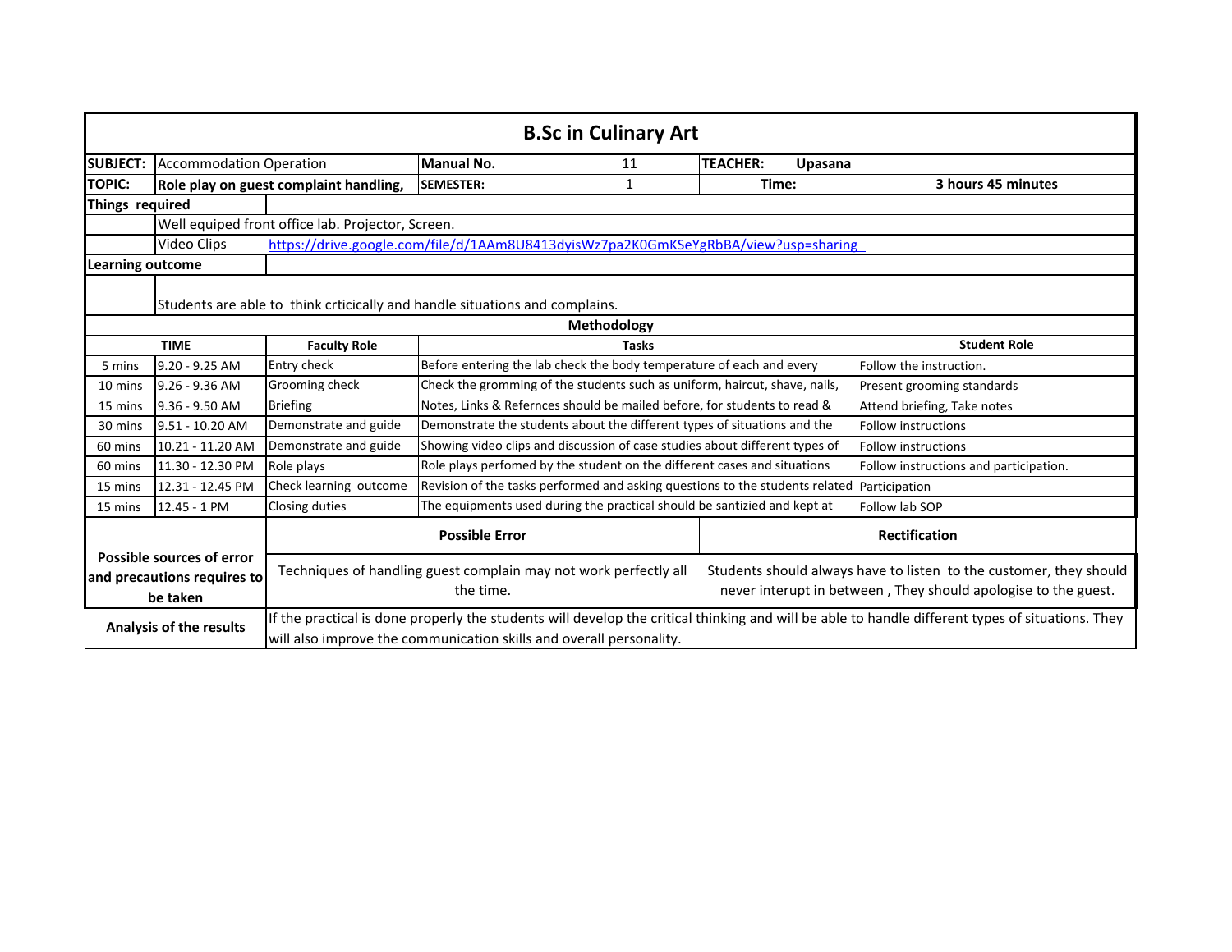# B.Sc in Culinary Art

| | | | | |
|---|---|---|---|---|
| **SUBJECT:** | Accommodation Operation | **Manual No.** | 11 | **TEACHER:** **Upasana** |
| **TOPIC:** | **Role play on guest complaint handling,** | **SEMESTER:** | 1 | **Time:** **3 hours 45 minutes** |

**Things required**

- Well equiped front office lab. Projector, Screen.
- Video Clips https://drive.google.com/file/d/1AAm8U8413dyisWz7pa2K0GmKSeYgRbBA/view?usp=sharing

**Learning outcome**

Students are able to think crticically and handle situations and complains.

**Methodology**

| TIME | | Faculty Role | Tasks | Student Role |
|---|---|---|---|---|
| 5 mins | 9.20 - 9.25 AM | Entry check | Before entering the lab check the body temperature of each and every | Follow the instruction. |
| 10 mins | 9.26 - 9.36 AM | Grooming check | Check the gromming of the students such as uniform, haircut, shave, nails, | Present grooming standards |
| 15 mins | 9.36 - 9.50 AM | Briefing | Notes, Links & Refernces should be mailed before, for students to read & | Attend briefing, Take notes |
| 30 mins | 9.51 - 10.20 AM | Demonstrate and guide | Demonstrate the students about the different types of situations and the | Follow instructions |
| 60 mins | 10.21 - 11.20 AM | Demonstrate and guide | Showing video clips and discussion of case studies about different types of | Follow instructions |
| 60 mins | 11.30 - 12.30 PM | Role plays | Role plays perfomed by the student on the different cases and situations | Follow instructions and participation. |
| 15 mins | 12.31 - 12.45 PM | Check learning outcome | Revision of the tasks performed and asking questions to the students related | Participation |
| 15 mins | 12.45 - 1 PM | Closing duties | The equipments used during the practical should be santizied and kept at | Follow lab SOP |

| Possible sources of error and precautions requires to be taken | Possible Error | Rectification |
|---|---|---|
| | Techniques of handling guest complain may not work perfectly all the time. | Students should always have to listen to the customer, they should never interupt in between , They should apologise to the guest. |

**Analysis of the results**

If the practical is done properly the students will develop the critical thinking and will be able to handle different types of situations. They will also improve the communication skills and overall personality.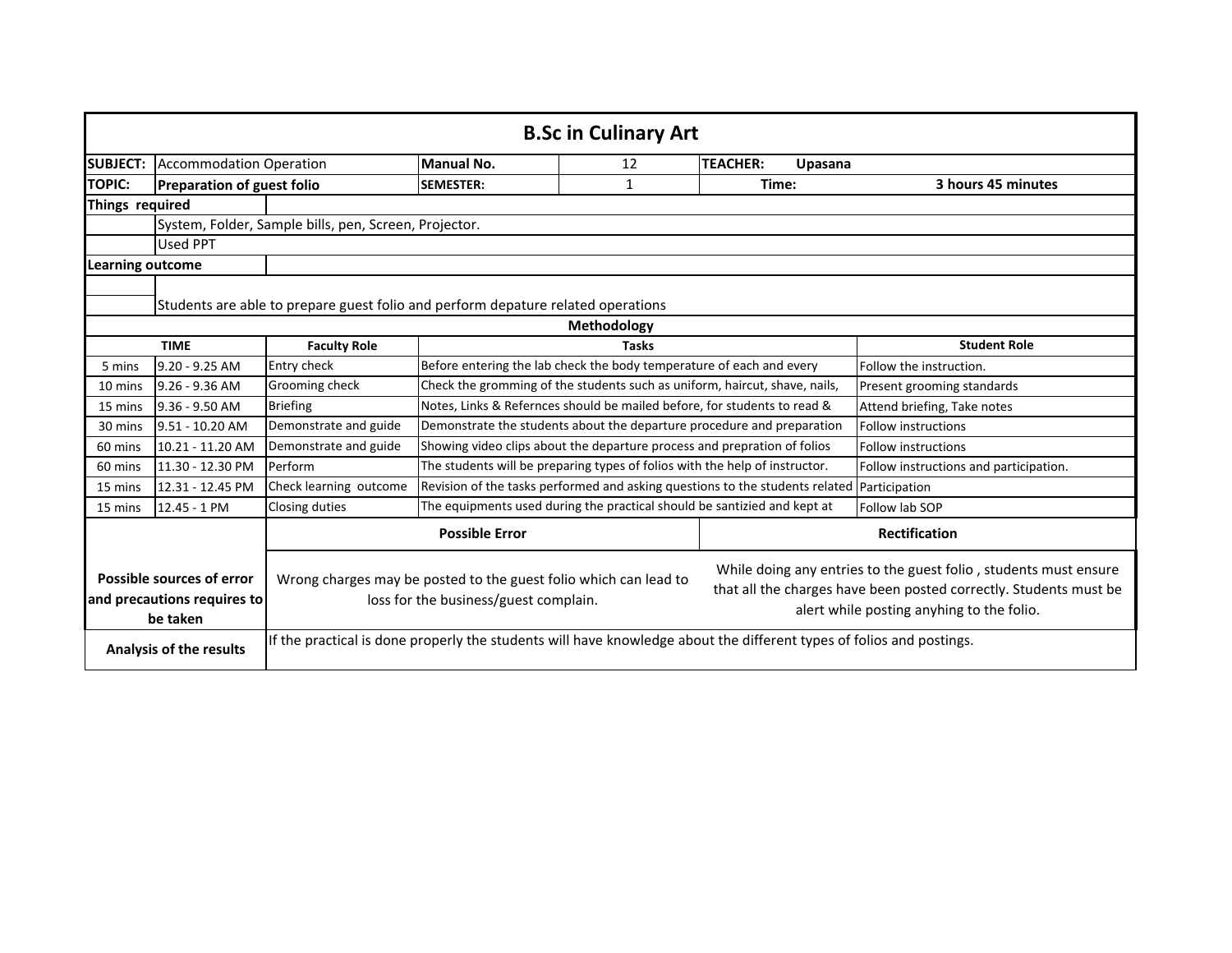# B.Sc in Culinary Art

| SUBJECT: | Accommodation Operation | Manual No. | 12 | TEACHER: Upasana |
|---|---|---|---|---|
| TOPIC: | Preparation of guest folio | SEMESTER: | 1 | Time: 3 hours 45 minutes |

**Things required**

- System, Folder, Sample bills, pen, Screen, Projector.
- Used PPT

**Learning outcome**

Students are able to prepare guest folio and perform depature related operations

**Methodology**

| TIME | | Faculty Role | Tasks | Student Role |
|---|---|---|---|---|
| 5 mins | 9.20 - 9.25 AM | Entry check | Before entering the lab check the body temperature of each and every | Follow the instruction. |
| 10 mins | 9.26 - 9.36 AM | Grooming check | Check the gromming of the students such as uniform, haircut, shave, nails, | Present grooming standards |
| 15 mins | 9.36 - 9.50 AM | Briefing | Notes, Links & Refernces should be mailed before, for students to read & | Attend briefing, Take notes |
| 30 mins | 9.51 - 10.20 AM | Demonstrate and guide | Demonstrate the students about the departure procedure and preparation | Follow instructions |
| 60 mins | 10.21 - 11.20 AM | Demonstrate and guide | Showing video clips about the departure process and prepration of folios | Follow instructions |
| 60 mins | 11.30 - 12.30 PM | Perform | The students will be preparing types of folios with the help of instructor. | Follow instructions and participation. |
| 15 mins | 12.31 - 12.45 PM | Check learning outcome | Revision of the tasks performed and asking questions to the students related | Participation |
| 15 mins | 12.45 - 1 PM | Closing duties | The equipments used during the practical should be santizied and kept at | Follow lab SOP |

| | Possible Error | Rectification |
|---|---|---|
| **Possible sources of error and precautions requires to be taken** | Wrong charges may be posted to the guest folio which can lead to loss for the business/guest complain. | While doing any entries to the guest folio , students must ensure that all the charges have been posted correctly. Students must be alert while posting anyhing to the folio. |

| **Analysis of the results** | If the practical is done properly the students will have knowledge about the different types of folios and postings. |
|---|---|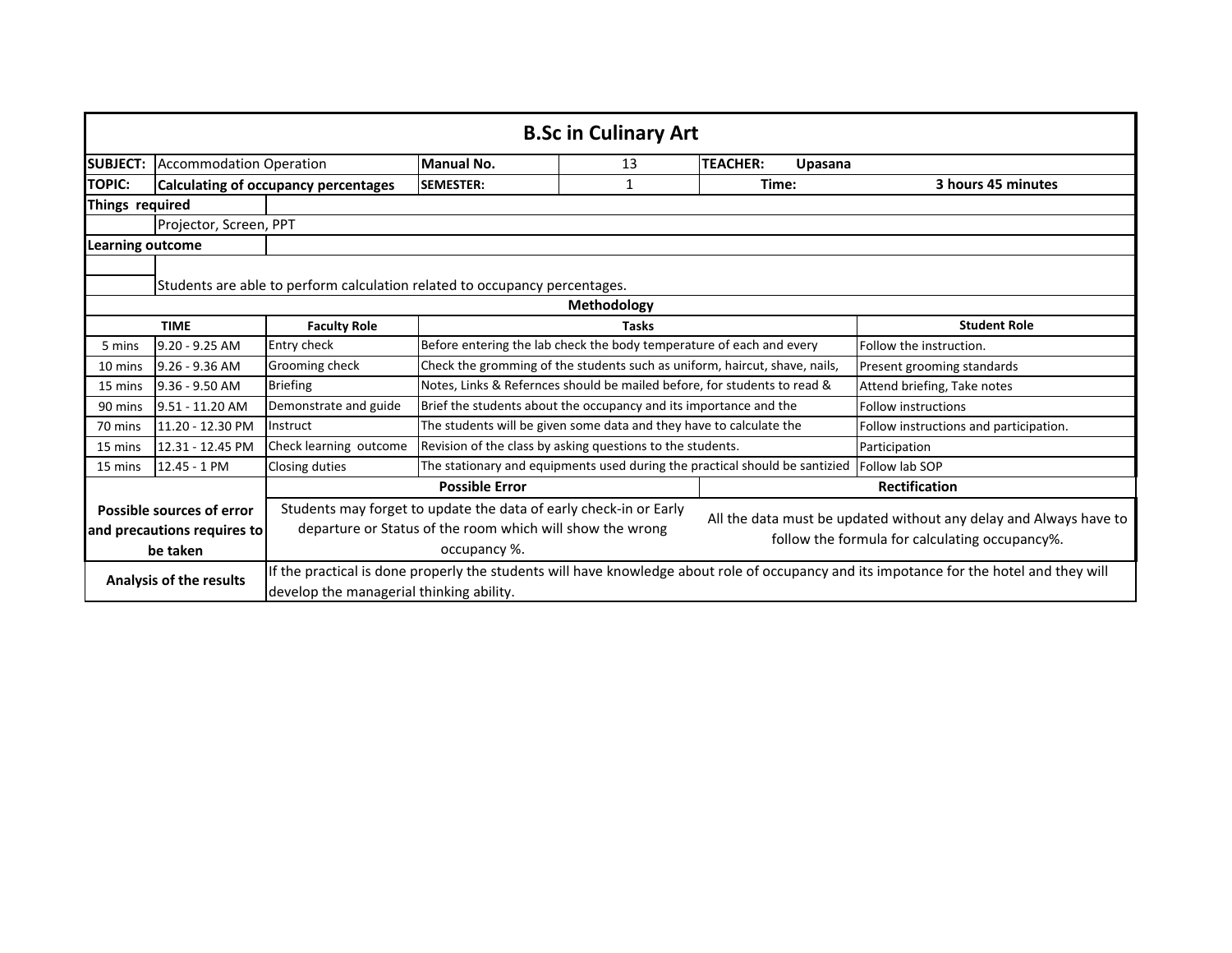# B.Sc in Culinary Art

| | | | | |
|---|---|---|---|---|
| **SUBJECT:** | Accommodation Operation | **Manual No.** | 13 | **TEACHER:** **Upasana** |
| **TOPIC:** | **Calculating of occupancy percentages** | **SEMESTER:** | 1 | **Time:** **3 hours 45 minutes** |

**Things required**

Projector, Screen, PPT

**Learning outcome**

Students are able to perform calculation related to occupancy percentages.

## Methodology

| TIME | | Faculty Role | Tasks | Student Role |
|---|---|---|---|---|
| 5 mins | 9.20 - 9.25 AM | Entry check | Before entering the lab check the body temperature of each and every | Follow the instruction. |
| 10 mins | 9.26 - 9.36 AM | Grooming check | Check the gromming of the students such as uniform, haircut, shave, nails, | Present grooming standards |
| 15 mins | 9.36 - 9.50 AM | Briefing | Notes, Links & Refernces should be mailed before, for students to read & | Attend briefing, Take notes |
| 90 mins | 9.51 - 11.20 AM | Demonstrate and guide | Brief the students about the occupancy and its importance and the | Follow instructions |
| 70 mins | 11.20 - 12.30 PM | Instruct | The students will be given some data and they have to calculate the | Follow instructions and participation. |
| 15 mins | 12.31 - 12.45 PM | Check learning outcome | Revision of the class by asking questions to the students. | Participation |
| 15 mins | 12.45 - 1 PM | Closing duties | The stationary and equipments used during the practical should be santizied | Follow lab SOP |

| | Possible Error | Rectification |
|---|---|---|
| **Possible sources of error and precautions requires to be taken** | Students may forget to update the data of early check-in or Early departure or Status of the room which will show the wrong occupancy %. | All the data must be updated without any delay and Always have to follow the formula for calculating occupancy%. |
| **Analysis of the results** | If the practical is done properly the students will have knowledge about role of occupancy and its impotance for the hotel and they will develop the managerial thinking ability. | |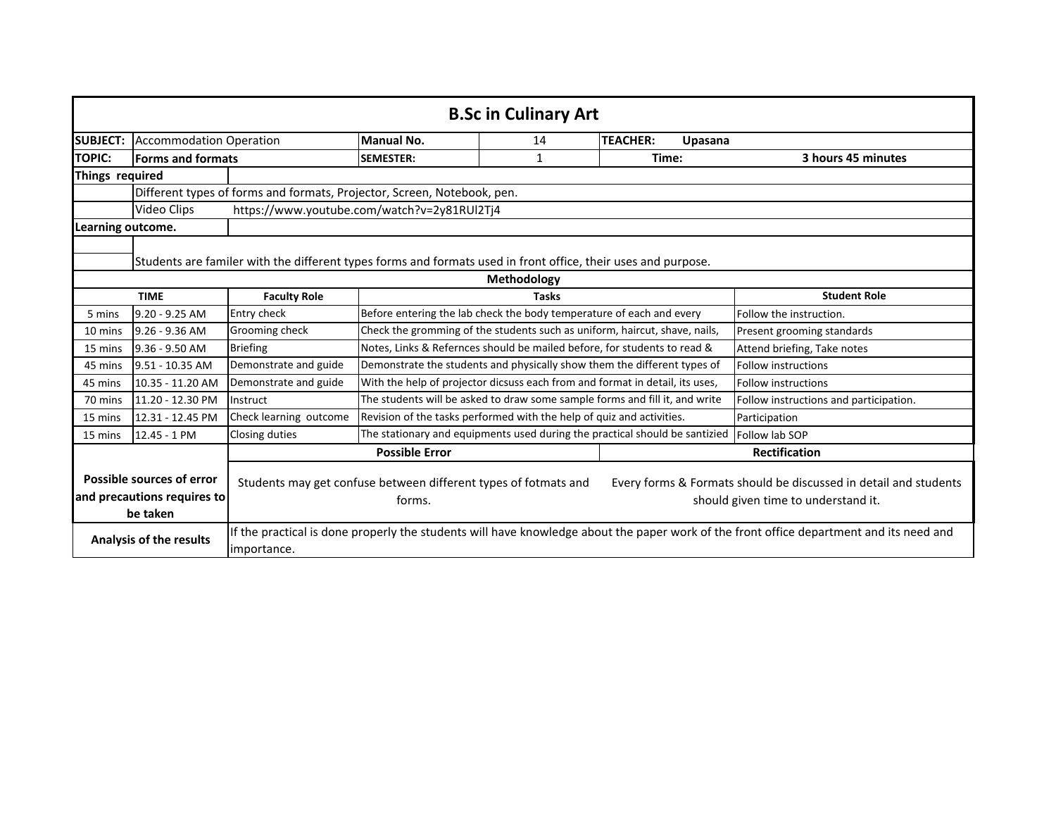# B.Sc in Culinary Art

| SUBJECT: | Accommodation Operation | Manual No. | 14 | TEACHER: Upasana |
|---|---|---|---|---|
| **TOPIC:** | **Forms and formats** | **SEMESTER:** | 1 | **Time:** 3 hours 45 minutes |

**Things required**

| | |
|---|---|
| | Different types of forms and formats, Projector, Screen, Notebook, pen. |
| | Video Clips https://www.youtube.com/watch?v=2y81RUl2Tj4 |

**Learning outcome.**

Students are familer with the different types forms and formats used in front office, their uses and purpose.

**Methodology**

| TIME | | Faculty Role | Tasks | Student Role |
|---|---|---|---|---|
| 5 mins | 9.20 - 9.25 AM | Entry check | Before entering the lab check the body temperature of each and every | Follow the instruction. |
| 10 mins | 9.26 - 9.36 AM | Grooming check | Check the gromming of the students such as uniform, haircut, shave, nails, | Present grooming standards |
| 15 mins | 9.36 - 9.50 AM | Briefing | Notes, Links & Refernces should be mailed before, for students to read & | Attend briefing, Take notes |
| 45 mins | 9.51 - 10.35 AM | Demonstrate and guide | Demonstrate the students and physically show them the different types of | Follow instructions |
| 45 mins | 10.35 - 11.20 AM | Demonstrate and guide | With the help of projector dicsuss each from and format in detail, its uses, | Follow instructions |
| 70 mins | 11.20 - 12.30 PM | Instruct | The students will be asked to draw some sample forms and fill it, and write | Follow instructions and participation. |
| 15 mins | 12.31 - 12.45 PM | Check learning outcome | Revision of the tasks performed with the help of quiz and activities. | Participation |
| 15 mins | 12.45 - 1 PM | Closing duties | The stationary and equipments used during the practical should be santizied | Follow lab SOP |

| | Possible Error | Rectification |
|---|---|---|
| **Possible sources of error and precautions requires to be taken** | Students may get confuse between different types of fotmats and forms. | Every forms & Formats should be discussed in detail and students should given time to understand it. |
| **Analysis of the results** | If the practical is done properly the students will have knowledge about the paper work of the front office department and its need and importance. | |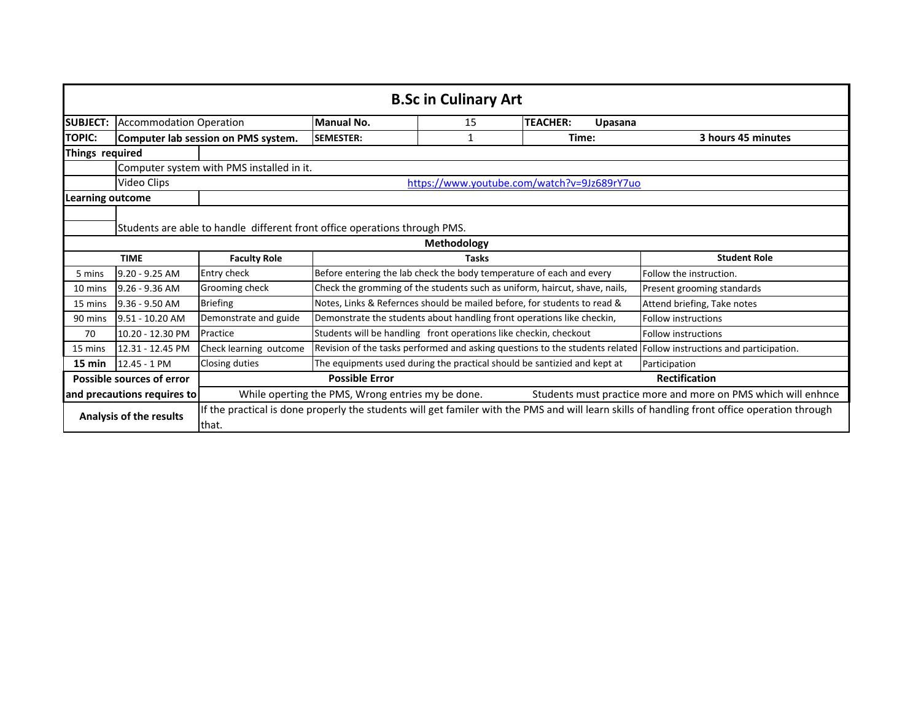# B.Sc in Culinary Art

| | | | | | |
|---|---|---|---|---|---|
| **SUBJECT:** | Accommodation Operation | **Manual No.** | 15 | **TEACHER:** | **Upasana** |
| **TOPIC:** | **Computer lab session on PMS system.** | **SEMESTER:** | 1 | **Time:** | **3 hours 45 minutes** |

**Things required**

- Computer system with PMS installed in it.
- Video Clips https://www.youtube.com/watch?v=9Jz689rY7uo

**Learning outcome**

Students are able to handle different front office operations through PMS.

**Methodology**

| TIME | | Faculty Role | Tasks | Student Role |
|---|---|---|---|---|
| 5 mins | 9.20 - 9.25 AM | Entry check | Before entering the lab check the body temperature of each and every | Follow the instruction. |
| 10 mins | 9.26 - 9.36 AM | Grooming check | Check the gromming of the students such as uniform, haircut, shave, nails, | Present grooming standards |
| 15 mins | 9.36 - 9.50 AM | Briefing | Notes, Links & Refernces should be mailed before, for students to read & | Attend briefing, Take notes |
| 90 mins | 9.51 - 10.20 AM | Demonstrate and guide | Demonstrate the students about handling front operations like checkin, | Follow instructions |
| 70 | 10.20 - 12.30 PM | Practice | Students will be handling front operations like checkin, checkout | Follow instructions |
| 15 mins | 12.31 - 12.45 PM | Check learning outcome | Revision of the tasks performed and asking questions to the students related | Follow instructions and participation. |
| **15 min** | 12.45 - 1 PM | Closing duties | The equipments used during the practical should be santizied and kept at | Participation |

| Possible sources of error and precautions requires to | Possible Error | Rectification |
|---|---|---|
| | While operting the PMS, Wrong entries my be done. | Students must practice more and more on PMS which will enhnce |

**Analysis of the results:** If the practical is done properly the students will get familer with the PMS and will learn skills of handling front office operation through that.